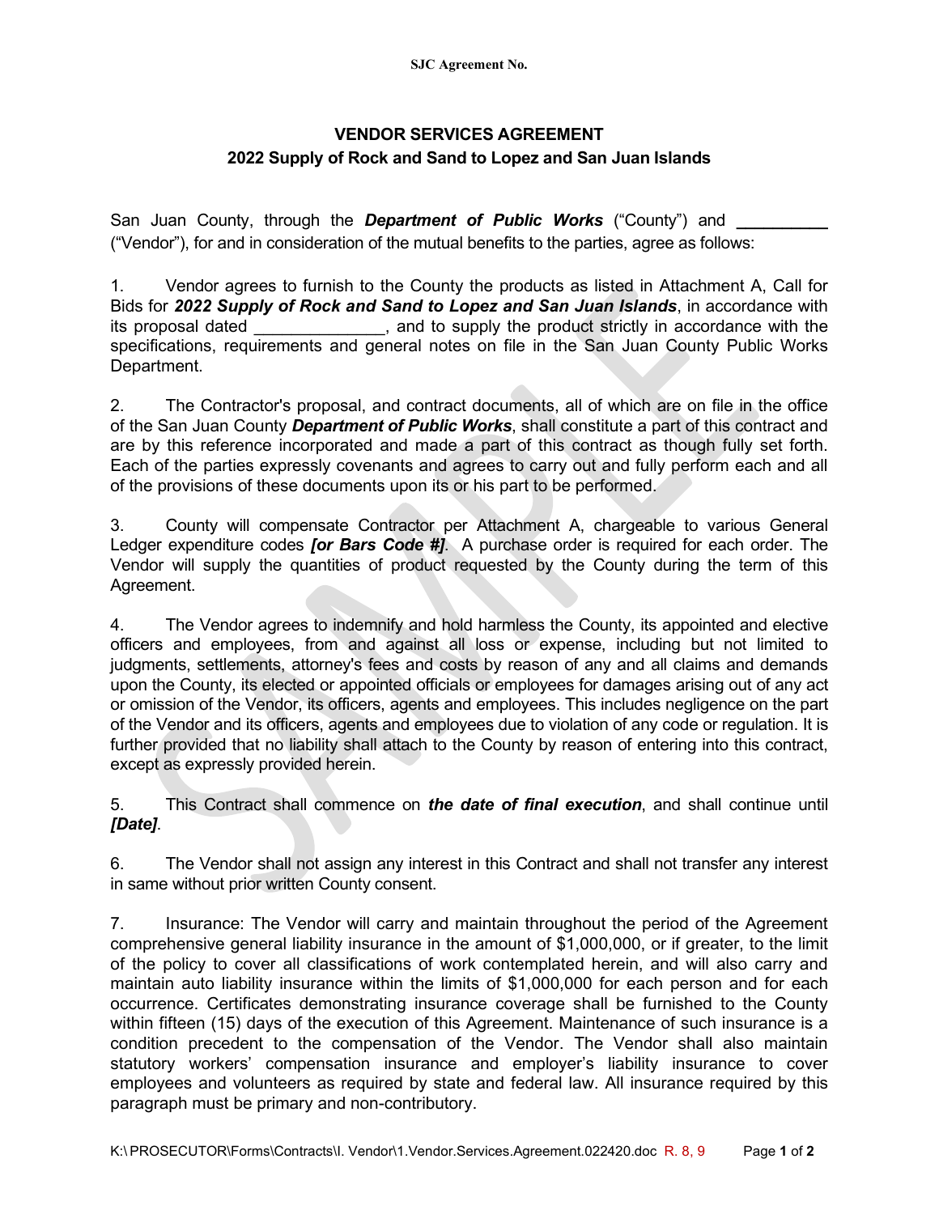**SJC Agreement No.**

## VENDOR SERVICES AGREEMENT

### 2022 Supply of Rock and Sand to Lopez and San Juan Islands

San Juan County, through the ***Department of Public Works*** ("County") and **__________** ("Vendor"), for and in consideration of the mutual benefits to the parties, agree as follows:

1. Vendor agrees to furnish to the County the products as listed in Attachment A, Call for Bids for ***2022 Supply of Rock and Sand to Lopez and San Juan Islands***, in accordance with its proposal dated ______________, and to supply the product strictly in accordance with the specifications, requirements and general notes on file in the San Juan County Public Works Department.

2. The Contractor's proposal, and contract documents, all of which are on file in the office of the San Juan County ***Department of Public Works***, shall constitute a part of this contract and are by this reference incorporated and made a part of this contract as though fully set forth. Each of the parties expressly covenants and agrees to carry out and fully perform each and all of the provisions of these documents upon its or his part to be performed.

3. County will compensate Contractor per Attachment A, chargeable to various General Ledger expenditure codes ***[or Bars Code #]***. A purchase order is required for each order. The Vendor will supply the quantities of product requested by the County during the term of this Agreement.

4. The Vendor agrees to indemnify and hold harmless the County, its appointed and elective officers and employees, from and against all loss or expense, including but not limited to judgments, settlements, attorney's fees and costs by reason of any and all claims and demands upon the County, its elected or appointed officials or employees for damages arising out of any act or omission of the Vendor, its officers, agents and employees. This includes negligence on the part of the Vendor and its officers, agents and employees due to violation of any code or regulation. It is further provided that no liability shall attach to the County by reason of entering into this contract, except as expressly provided herein.

5. This Contract shall commence on ***the date of final execution***, and shall continue until ***[Date]***.

6. The Vendor shall not assign any interest in this Contract and shall not transfer any interest in same without prior written County consent.

7. Insurance: The Vendor will carry and maintain throughout the period of the Agreement comprehensive general liability insurance in the amount of $1,000,000, or if greater, to the limit of the policy to cover all classifications of work contemplated herein, and will also carry and maintain auto liability insurance within the limits of $1,000,000 for each person and for each occurrence. Certificates demonstrating insurance coverage shall be furnished to the County within fifteen (15) days of the execution of this Agreement. Maintenance of such insurance is a condition precedent to the compensation of the Vendor. The Vendor shall also maintain statutory workers' compensation insurance and employer's liability insurance to cover employees and volunteers as required by state and federal law. All insurance required by this paragraph must be primary and non-contributory.

K:\ PROSECUTOR\Forms\Contracts\I. Vendor\1.Vendor.Services.Agreement.022420.doc R. 8, 9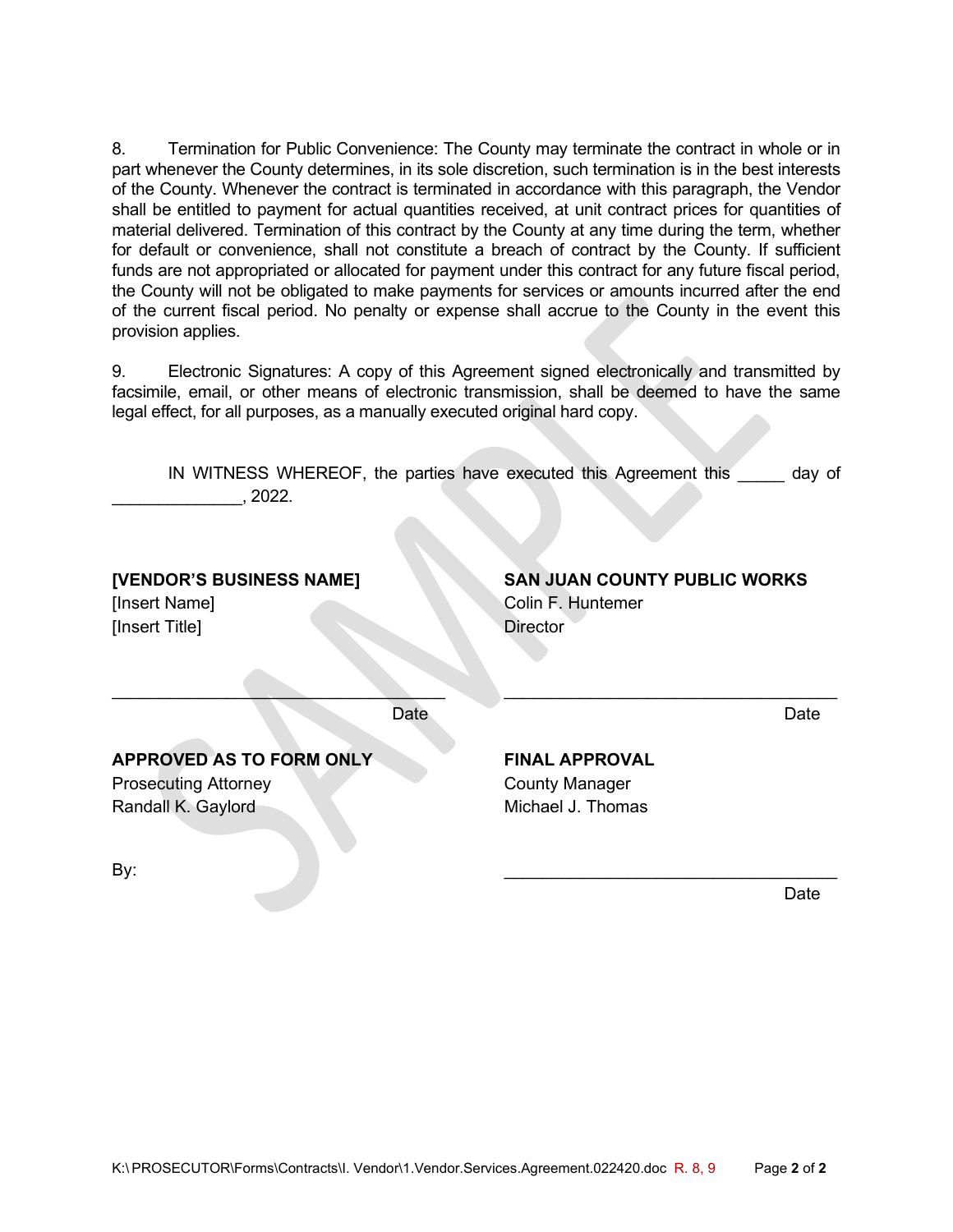8. Termination for Public Convenience: The County may terminate the contract in whole or in part whenever the County determines, in its sole discretion, such termination is in the best interests of the County. Whenever the contract is terminated in accordance with this paragraph, the Vendor shall be entitled to payment for actual quantities received, at unit contract prices for quantities of material delivered. Termination of this contract by the County at any time during the term, whether for default or convenience, shall not constitute a breach of contract by the County. If sufficient funds are not appropriated or allocated for payment under this contract for any future fiscal period, the County will not be obligated to make payments for services or amounts incurred after the end of the current fiscal period. No penalty or expense shall accrue to the County in the event this provision applies.

9. Electronic Signatures: A copy of this Agreement signed electronically and transmitted by facsimile, email, or other means of electronic transmission, shall be deemed to have the same legal effect, for all purposes, as a manually executed original hard copy.

IN WITNESS WHEREOF, the parties have executed this Agreement this _____ day of ______________, 2022.

**[VENDOR'S BUSINESS NAME]**
[Insert Name]
[Insert Title]

___________________________________
Date

**SAN JUAN COUNTY PUBLIC WORKS**
Colin F. Huntemer
Director

___________________________________
Date

**APPROVED AS TO FORM ONLY**
Prosecuting Attorney
Randall K. Gaylord

By:

**FINAL APPROVAL**
County Manager
Michael J. Thomas

___________________________________
Date

K:\ PROSECUTOR\Forms\Contracts\I. Vendor\1.Vendor.Services.Agreement.022420.doc R. 8, 9